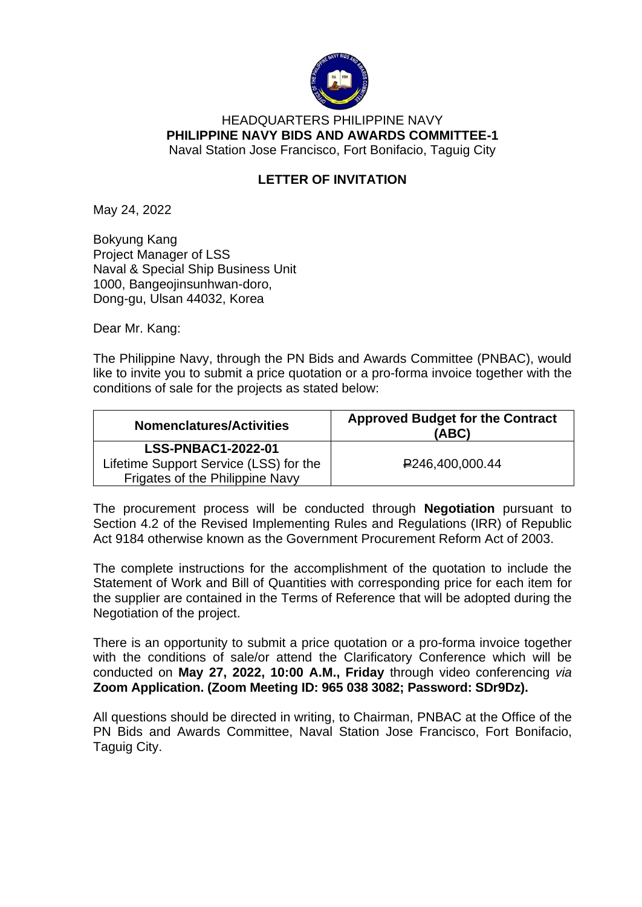HEADQUARTERS PHILIPPINE NAVY
**PHILIPPINE NAVY BIDS AND AWARDS COMMITTEE-1**
Naval Station Jose Francisco, Fort Bonifacio, Taguig City

## LETTER OF INVITATION

May 24, 2022

Bokyung Kang
Project Manager of LSS
Naval & Special Ship Business Unit
1000, Bangeojinsunhwan-doro,
Dong-gu, Ulsan 44032, Korea

Dear Mr. Kang:

The Philippine Navy, through the PN Bids and Awards Committee (PNBAC), would like to invite you to submit a price quotation or a pro-forma invoice together with the conditions of sale for the projects as stated below:

| Nomenclatures/Activities | Approved Budget for the Contract (ABC) |
|---|---|
| **LSS-PNBAC1-2022-01** Lifetime Support Service (LSS) for the Frigates of the Philippine Navy | ₱246,400,000.44 |

The procurement process will be conducted through **Negotiation** pursuant to Section 4.2 of the Revised Implementing Rules and Regulations (IRR) of Republic Act 9184 otherwise known as the Government Procurement Reform Act of 2003.

The complete instructions for the accomplishment of the quotation to include the Statement of Work and Bill of Quantities with corresponding price for each item for the supplier are contained in the Terms of Reference that will be adopted during the Negotiation of the project.

There is an opportunity to submit a price quotation or a pro-forma invoice together with the conditions of sale/or attend the Clarificatory Conference which will be conducted on **May 27, 2022, 10:00 A.M., Friday** through video conferencing *via* **Zoom Application. (Zoom Meeting ID: 965 038 3082; Password: SDr9Dz).**

All questions should be directed in writing, to Chairman, PNBAC at the Office of the PN Bids and Awards Committee, Naval Station Jose Francisco, Fort Bonifacio, Taguig City.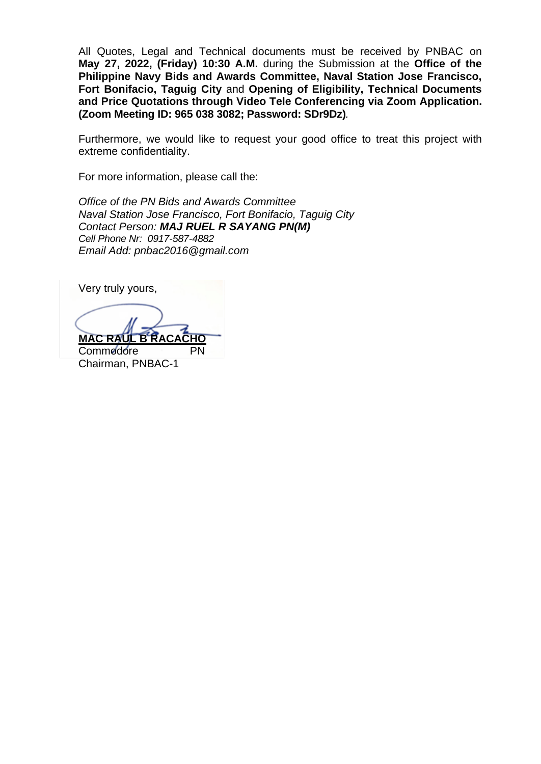All Quotes, Legal and Technical documents must be received by PNBAC on **May 27, 2022, (Friday) 10:30 A.M.** during the Submission at the **Office of the Philippine Navy Bids and Awards Committee, Naval Station Jose Francisco, Fort Bonifacio, Taguig City** and **Opening of Eligibility, Technical Documents and Price Quotations through Video Tele Conferencing via Zoom Application. (Zoom Meeting ID: 965 038 3082; Password: SDr9Dz)**.

Furthermore, we would like to request your good office to treat this project with extreme confidentiality.

For more information, please call the:

*Office of the PN Bids and Awards Committee*
*Naval Station Jose Francisco, Fort Bonifacio, Taguig City*
*Contact Person:* ***MAJ RUEL R SAYANG PN(M)***
*Cell Phone Nr: 0917-587-4882*
*Email Add: pnbac2016@gmail.com*

Very truly yours,

**MAC RAUL B RACACHO**
Commodore PN
Chairman, PNBAC-1